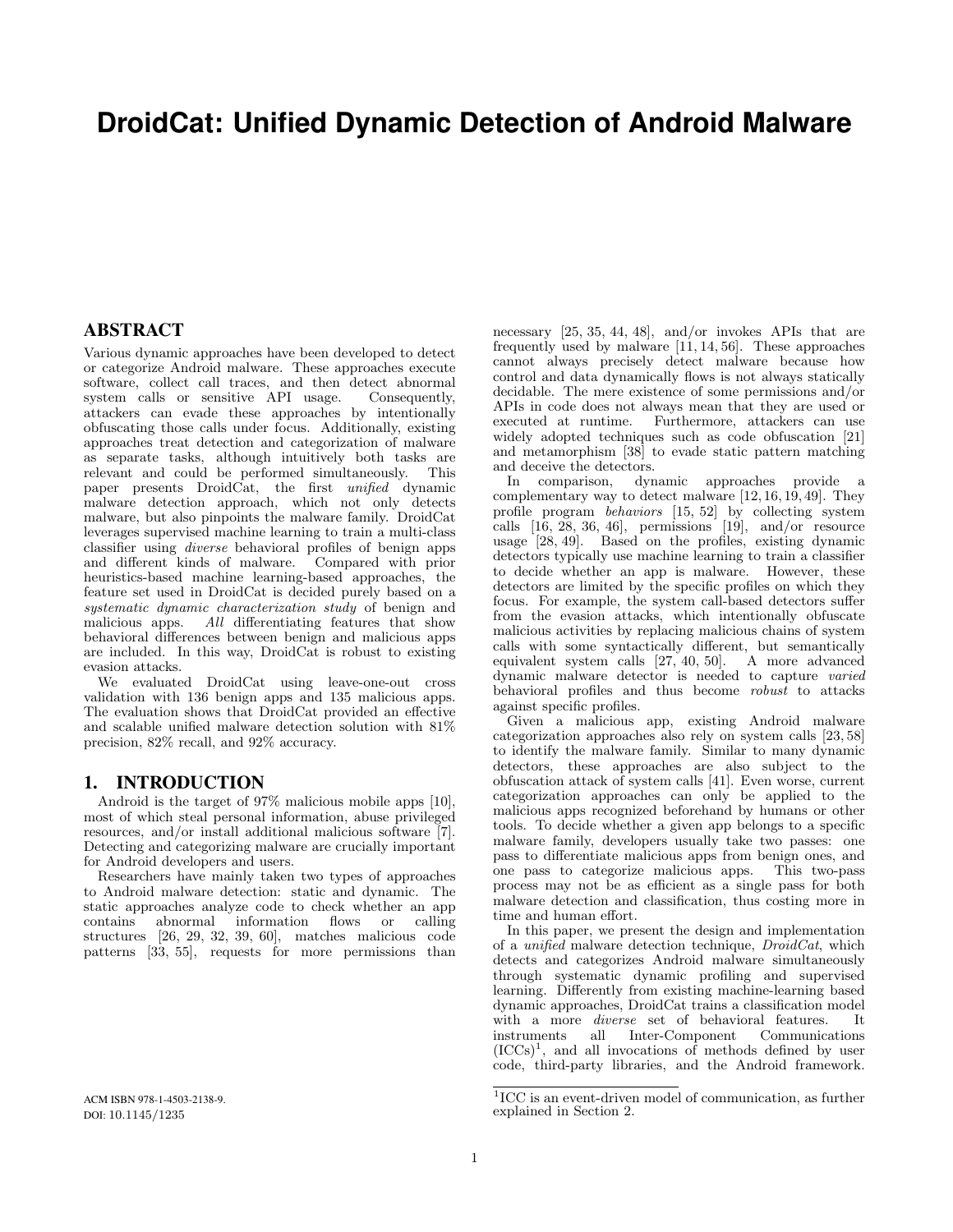# DroidCat: Unified Dynamic Detection of Android Malware

## ABSTRACT

Various dynamic approaches have been developed to detect or categorize Android malware. These approaches execute software, collect call traces, and then detect abnormal system calls or sensitive API usage. Consequently, attackers can evade these approaches by intentionally obfuscating those calls under focus. Additionally, existing approaches treat detection and categorization of malware as separate tasks, although intuitively both tasks are relevant and could be performed simultaneously. This paper presents DroidCat, the first *unified* dynamic malware detection approach, which not only detects malware, but also pinpoints the malware family. DroidCat leverages supervised machine learning to train a multi-class classifier using *diverse* behavioral profiles of benign apps and different kinds of malware. Compared with prior heuristics-based machine learning-based approaches, the feature set used in DroidCat is decided purely based on a *systematic dynamic characterization study* of benign and malicious apps. *All* differentiating features that show behavioral differences between benign and malicious apps are included. In this way, DroidCat is robust to existing evasion attacks.

We evaluated DroidCat using leave-one-out cross validation with 136 benign apps and 135 malicious apps. The evaluation shows that DroidCat provided an effective and scalable unified malware detection solution with 81% precision, 82% recall, and 92% accuracy.

## 1. INTRODUCTION

Android is the target of 97% malicious mobile apps [10], most of which steal personal information, abuse privileged resources, and/or install additional malicious software [7]. Detecting and categorizing malware are crucially important for Android developers and users.

Researchers have mainly taken two types of approaches to Android malware detection: static and dynamic. The static approaches analyze code to check whether an app contains abnormal information flows or calling structures [26, 29, 32, 39, 60], matches malicious code patterns [33, 55], requests for more permissions than necessary [25, 35, 44, 48], and/or invokes APIs that are frequently used by malware [11, 14, 56]. These approaches cannot always precisely detect malware because how control and data dynamically flows is not always statically decidable. The mere existence of some permissions and/or APIs in code does not always mean that they are used or executed at runtime. Furthermore, attackers can use widely adopted techniques such as code obfuscation [21] and metamorphism [38] to evade static pattern matching and deceive the detectors.

In comparison, dynamic approaches provide a complementary way to detect malware [12, 16, 19, 49]. They profile program *behaviors* [15, 52] by collecting system calls [16, 28, 36, 46], permissions [19], and/or resource usage [28, 49]. Based on the profiles, existing dynamic detectors typically use machine learning to train a classifier to decide whether an app is malware. However, these detectors are limited by the specific profiles on which they focus. For example, the system call-based detectors suffer from the evasion attacks, which intentionally obfuscate malicious activities by replacing malicious chains of system calls with some syntactically different, but semantically equivalent system calls [27, 40, 50]. A more advanced dynamic malware detector is needed to capture *varied* behavioral profiles and thus become *robust* to attacks against specific profiles.

Given a malicious app, existing Android malware categorization approaches also rely on system calls [23, 58] to identify the malware family. Similar to many dynamic detectors, these approaches are also subject to the obfuscation attack of system calls [41]. Even worse, current categorization approaches can only be applied to the malicious apps recognized beforehand by humans or other tools. To decide whether a given app belongs to a specific malware family, developers usually take two passes: one pass to differentiate malicious apps from benign ones, and one pass to categorize malicious apps. This two-pass process may not be as efficient as a single pass for both malware detection and classification, thus costing more in time and human effort.

In this paper, we present the design and implementation of a *unified* malware detection technique, *DroidCat*, which detects and categorizes Android malware simultaneously through systematic dynamic profiling and supervised learning. Differently from existing machine-learning based dynamic approaches, DroidCat trains a classification model with a more *diverse* set of behavioral features. It instruments all Inter-Component Communications (ICCs)[1], and all invocations of methods defined by user code, third-party libraries, and the Android framework.

[1] ICC is an event-driven model of communication, as further explained in Section 2.

ACM ISBN 978-1-4503-2138-9.
DOI: 10.1145/1235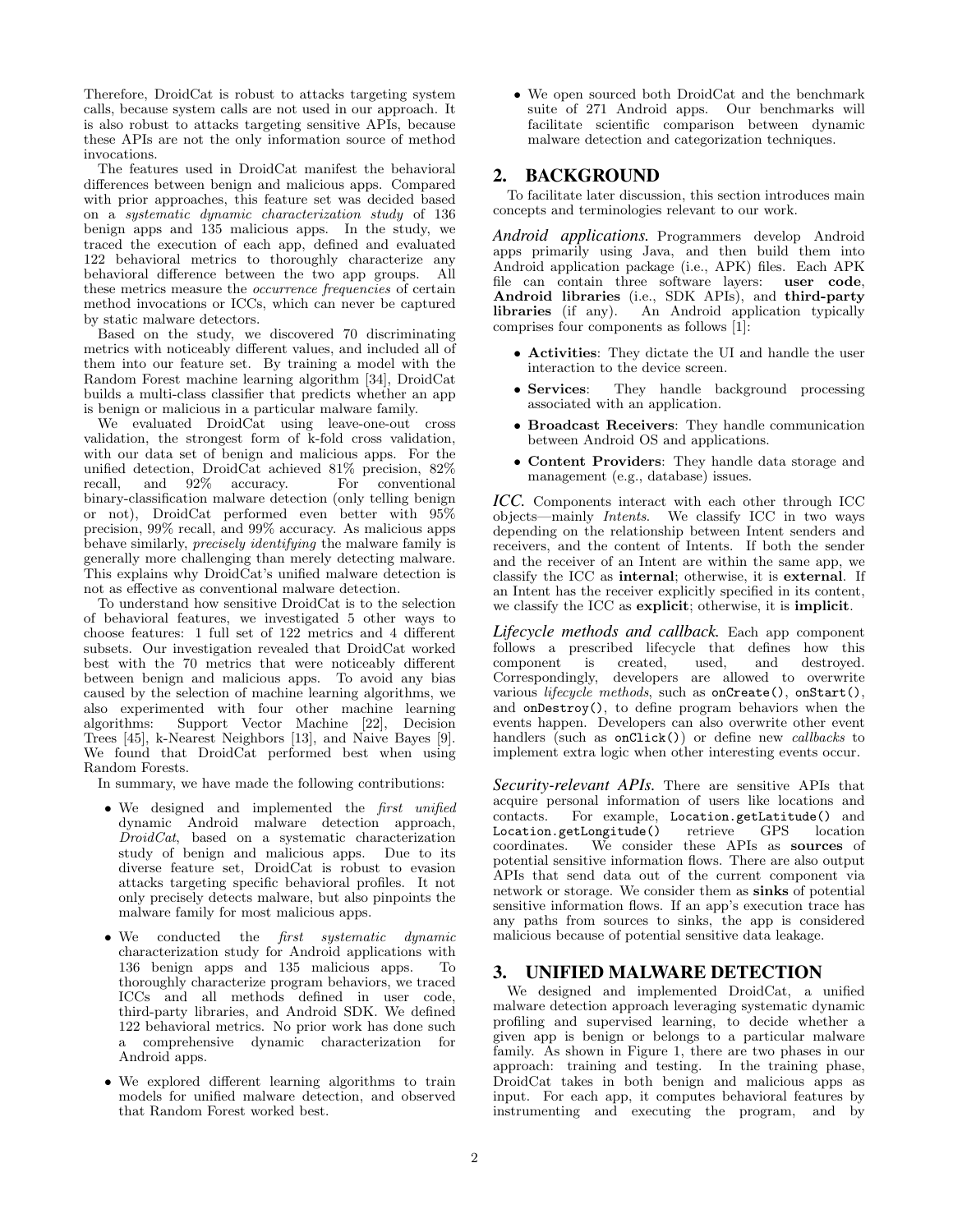Therefore, DroidCat is robust to attacks targeting system calls, because system calls are not used in our approach. It is also robust to attacks targeting sensitive APIs, because these APIs are not the only information source of method invocations.

The features used in DroidCat manifest the behavioral differences between benign and malicious apps. Compared with prior approaches, this feature set was decided based on a *systematic dynamic characterization study* of 136 benign apps and 135 malicious apps. In the study, we traced the execution of each app, defined and evaluated 122 behavioral metrics to thoroughly characterize any behavioral difference between the two app groups. All these metrics measure the *occurrence frequencies* of certain method invocations or ICCs, which can never be captured by static malware detectors.

Based on the study, we discovered 70 discriminating metrics with noticeably different values, and included all of them into our feature set. By training a model with the Random Forest machine learning algorithm [34], DroidCat builds a multi-class classifier that predicts whether an app is benign or malicious in a particular malware family.

We evaluated DroidCat using leave-one-out cross validation, the strongest form of k-fold cross validation, with our data set of benign and malicious apps. For the unified detection, DroidCat achieved 81% precision, 82% recall, and 92% accuracy. For conventional binary-classification malware detection (only telling benign or not), DroidCat performed even better with 95% precision, 99% recall, and 99% accuracy. As malicious apps behave similarly, *precisely identifying* the malware family is generally more challenging than merely detecting malware. This explains why DroidCat's unified malware detection is not as effective as conventional malware detection.

To understand how sensitive DroidCat is to the selection of behavioral features, we investigated 5 other ways to choose features: 1 full set of 122 metrics and 4 different subsets. Our investigation revealed that DroidCat worked best with the 70 metrics that were noticeably different between benign and malicious apps. To avoid any bias caused by the selection of machine learning algorithms, we also experimented with four other machine learning algorithms: Support Vector Machine [22], Decision Trees [45], k-Nearest Neighbors [13], and Naive Bayes [9]. We found that DroidCat performed best when using Random Forests.

In summary, we have made the following contributions:

- We designed and implemented the *first unified* dynamic Android malware detection approach, *DroidCat*, based on a systematic characterization study of benign and malicious apps. Due to its diverse feature set, DroidCat is robust to evasion attacks targeting specific behavioral profiles. It not only precisely detects malware, but also pinpoints the malware family for most malicious apps.
- We conducted the *first systematic dynamic* characterization study for Android applications with 136 benign apps and 135 malicious apps. To thoroughly characterize program behaviors, we traced ICCs and all methods defined in user code, third-party libraries, and Android SDK. We defined 122 behavioral metrics. No prior work has done such a comprehensive dynamic characterization for Android apps.
- We explored different learning algorithms to train models for unified malware detection, and observed that Random Forest worked best.
- We open sourced both DroidCat and the benchmark suite of 271 Android apps. Our benchmarks will facilitate scientific comparison between dynamic malware detection and categorization techniques.

## 2. BACKGROUND

To facilitate later discussion, this section introduces main concepts and terminologies relevant to our work.

***Android applications.*** Programmers develop Android apps primarily using Java, and then build them into Android application package (i.e., APK) files. Each APK file can contain three software layers: **user code**, **Android libraries** (i.e., SDK APIs), and **third-party libraries** (if any). An Android application typically comprises four components as follows [1]:

- **Activities**: They dictate the UI and handle the user interaction to the device screen.
- **Services**: They handle background processing associated with an application.
- **Broadcast Receivers**: They handle communication between Android OS and applications.
- **Content Providers**: They handle data storage and management (e.g., database) issues.

***ICC.*** Components interact with each other through ICC objects—mainly *Intents*. We classify ICC in two ways depending on the relationship between Intent senders and receivers, and the content of Intents. If both the sender and the receiver of an Intent are within the same app, we classify the ICC as **internal**; otherwise, it is **external**. If an Intent has the receiver explicitly specified in its content, we classify the ICC as **explicit**; otherwise, it is **implicit**.

***Lifecycle methods and callback.*** Each app component follows a prescribed lifecycle that defines how this component is created, used, and destroyed. Correspondingly, developers are allowed to overwrite various *lifecycle methods*, such as `onCreate()`, `onStart()`, and `onDestroy()`, to define program behaviors when the events happen. Developers can also overwrite other event handlers (such as `onClick()`) or define new *callbacks* to implement extra logic when other interesting events occur.

***Security-relevant APIs.*** There are sensitive APIs that acquire personal information of users like locations and contacts. For example, `Location.getLatitude()` and `Location.getLongitude()` retrieve GPS location coordinates. We consider these APIs as **sources** of potential sensitive information flows. There are also output APIs that send data out of the current component via network or storage. We consider them as **sinks** of potential sensitive information flows. If an app's execution trace has any paths from sources to sinks, the app is considered malicious because of potential sensitive data leakage.

## 3. UNIFIED MALWARE DETECTION

We designed and implemented DroidCat, a unified malware detection approach leveraging systematic dynamic profiling and supervised learning, to decide whether a given app is benign or belongs to a particular malware family. As shown in Figure 1, there are two phases in our approach: training and testing. In the training phase, DroidCat takes in both benign and malicious apps as input. For each app, it computes behavioral features by instrumenting and executing the program, and by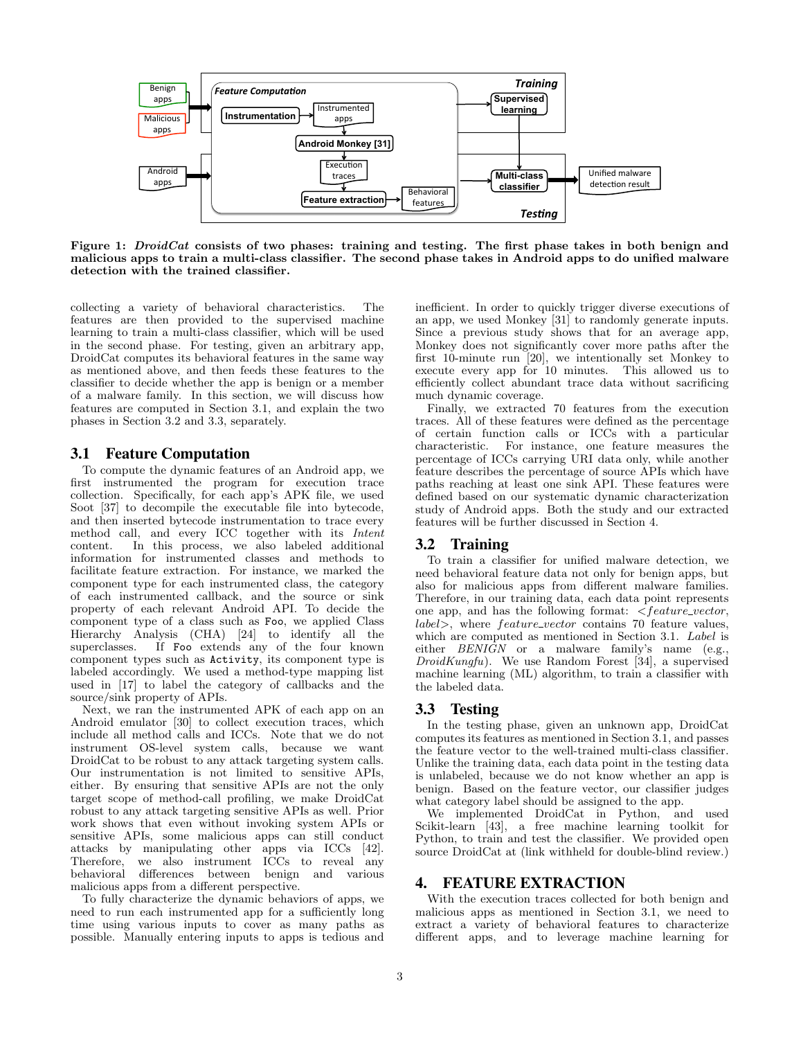Figure 1: *DroidCat* consists of two phases: training and testing. The first phase takes in both benign and malicious apps to train a multi-class classifier. The second phase takes in Android apps to do unified malware detection with the trained classifier.

collecting a variety of behavioral characteristics. The features are then provided to the supervised machine learning to train a multi-class classifier, which will be used in the second phase. For testing, given an arbitrary app, DroidCat computes its behavioral features in the same way as mentioned above, and then feeds these features to the classifier to decide whether the app is benign or a member of a malware family. In this section, we will discuss how features are computed in Section 3.1, and explain the two phases in Section 3.2 and 3.3, separately.

## 3.1 Feature Computation

To compute the dynamic features of an Android app, we first instrumented the program for execution trace collection. Specifically, for each app's APK file, we used Soot [37] to decompile the executable file into bytecode, and then inserted bytecode instrumentation to trace every method call, and every ICC together with its *Intent* content. In this process, we also labeled additional information for instrumented classes and methods to facilitate feature extraction. For instance, we marked the component type for each instrumented class, the category of each instrumented callback, and the source or sink property of each relevant Android API. To decide the component type of a class such as `Foo`, we applied Class Hierarchy Analysis (CHA) [24] to identify all the superclasses. If `Foo` extends any of the four known component types such as `Activity`, its component type is labeled accordingly. We used a method-type mapping list used in [17] to label the category of callbacks and the source/sink property of APIs.

Next, we ran the instrumented APK of each app on an Android emulator [30] to collect execution traces, which include all method calls and ICCs. Note that we do not instrument OS-level system calls, because we want DroidCat to be robust to any attack targeting system calls. Our instrumentation is not limited to sensitive APIs, either. By ensuring that sensitive APIs are not the only target scope of method-call profiling, we make DroidCat robust to any attack targeting sensitive APIs as well. Prior work shows that even without invoking system APIs or sensitive APIs, some malicious apps can still conduct attacks by manipulating other apps via ICCs [42]. Therefore, we also instrument ICCs to reveal any behavioral differences between benign and various malicious apps from a different perspective.

To fully characterize the dynamic behaviors of apps, we need to run each instrumented app for a sufficiently long time using various inputs to cover as many paths as possible. Manually entering inputs to apps is tedious and inefficient. In order to quickly trigger diverse executions of an app, we used Monkey [31] to randomly generate inputs. Since a previous study shows that for an average app, Monkey does not significantly cover more paths after the first 10-minute run [20], we intentionally set Monkey to execute every app for 10 minutes. This allowed us to efficiently collect abundant trace data without sacrificing much dynamic coverage.

Finally, we extracted 70 features from the execution traces. All of these features were defined as the percentage of certain function calls or ICCs with a particular characteristic. For instance, one feature measures the percentage of ICCs carrying URI data only, while another feature describes the percentage of source APIs which have paths reaching at least one sink API. These features were defined based on our systematic dynamic characterization study of Android apps. Both the study and our extracted features will be further discussed in Section 4.

## 3.2 Training

To train a classifier for unified malware detection, we need behavioral feature data not only for benign apps, but also for malicious apps from different malware families. Therefore, in our training data, each data point represents one app, and has the following format: <*feature_vector*, *label*>, where *feature_vector* contains 70 feature values, which are computed as mentioned in Section 3.1. *Label* is either *BENIGN* or a malware family's name (e.g., *DroidKungfu*). We use Random Forest [34], a supervised machine learning (ML) algorithm, to train a classifier with the labeled data.

## 3.3 Testing

In the testing phase, given an unknown app, DroidCat computes its features as mentioned in Section 3.1, and passes the feature vector to the well-trained multi-class classifier. Unlike the training data, each data point in the testing data is unlabeled, because we do not know whether an app is benign. Based on the feature vector, our classifier judges what category label should be assigned to the app.

We implemented DroidCat in Python, and used Scikit-learn [43], a free machine learning toolkit for Python, to train and test the classifier. We provided open source DroidCat at (link withheld for double-blind review.)

# 4. FEATURE EXTRACTION

With the execution traces collected for both benign and malicious apps as mentioned in Section 3.1, we need to extract a variety of behavioral features to characterize different apps, and to leverage machine learning for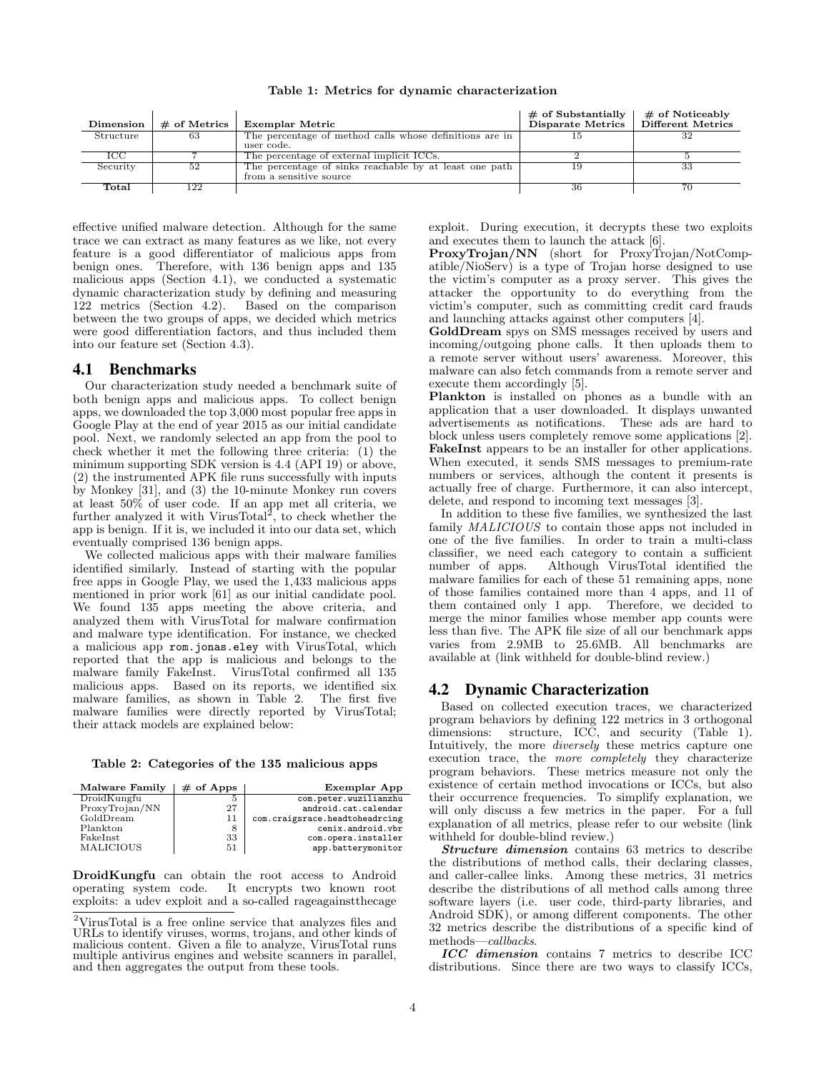Table 1: Metrics for dynamic characterization

| Dimension | # of Metrics | Exemplar Metric | # of Substantially Disparate Metrics | # of Noticeably Different Metrics |
|---|---|---|---|---|
| Structure | 63 | The percentage of method calls whose definitions are in user code. | 15 | 32 |
| ICC | 7 | The percentage of external implicit ICCs. | 2 | 5 |
| Security | 52 | The percentage of sinks reachable by at least one path from a sensitive source | 19 | 33 |
| **Total** | 122 | | 36 | 70 |

effective unified malware detection. Although for the same trace we can extract as many features as we like, not every feature is a good differentiator of malicious apps from benign ones. Therefore, with 136 benign apps and 135 malicious apps (Section 4.1), we conducted a systematic dynamic characterization study by defining and measuring 122 metrics (Section 4.2). Based on the comparison between the two groups of apps, we decided which metrics were good differentiation factors, and thus included them into our feature set (Section 4.3).

## 4.1 Benchmarks

Our characterization study needed a benchmark suite of both benign apps and malicious apps. To collect benign apps, we downloaded the top 3,000 most popular free apps in Google Play at the end of year 2015 as our initial candidate pool. Next, we randomly selected an app from the pool to check whether it met the following three criteria: (1) the minimum supporting SDK version is 4.4 (API 19) or above, (2) the instrumented APK file runs successfully with inputs by Monkey [31], and (3) the 10-minute Monkey run covers at least 50% of user code. If an app met all criteria, we further analyzed it with VirusTotal[2], to check whether the app is benign. If it is, we included it into our data set, which eventually comprised 136 benign apps.

We collected malicious apps with their malware families identified similarly. Instead of starting with the popular free apps in Google Play, we used the 1,433 malicious apps mentioned in prior work [61] as our initial candidate pool. We found 135 apps meeting the above criteria, and analyzed them with VirusTotal for malware confirmation and malware type identification. For instance, we checked a malicious app `rom.jonas.eley` with VirusTotal, which reported that the app is malicious and belongs to the malware family FakeInst. VirusTotal confirmed all 135 malicious apps. Based on its reports, we identified six malware families, as shown in Table 2. The first five malware families were directly reported by VirusTotal; their attack models are explained below:

Table 2: Categories of the 135 malicious apps

| Malware Family | # of Apps | Exemplar App |
|---|---|---|
| DroidKungfu | 5 | com.peter.wuzilianzhu |
| ProxyTrojan/NN | 27 | android.cat.calendar |
| GoldDream | 11 | com.craigsrace.headtoheadrcing |
| Plankton | 8 | cenix.android.vbr |
| FakeInst | 33 | com.opera.installer |
| MALICIOUS | 51 | app.batterymonitor |

**DroidKungfu** can obtain the root access to Android operating system code. It encrypts two known root exploits: a udev exploit and a so-called rageagainstthecage exploit. During execution, it decrypts these two exploits and executes them to launch the attack [6].

**ProxyTrojan/NN** (short for ProxyTrojan/NotCompatible/NioServ) is a type of Trojan horse designed to use the victim's computer as a proxy server. This gives the attacker the opportunity to do everything from the victim's computer, such as committing credit card frauds and launching attacks against other computers [4].

**GoldDream** spys on SMS messages received by users and incoming/outgoing phone calls. It then uploads them to a remote server without users' awareness. Moreover, this malware can also fetch commands from a remote server and execute them accordingly [5].

**Plankton** is installed on phones as a bundle with an application that a user downloaded. It displays unwanted advertisements as notifications. These ads are hard to block unless users completely remove some applications [2].

**FakeInst** appears to be an installer for other applications. When executed, it sends SMS messages to premium-rate numbers or services, although the content it presents is actually free of charge. Furthermore, it can also intercept, delete, and respond to incoming text messages [3].

In addition to these five families, we synthesized the last family *MALICIOUS* to contain those apps not included in one of the five families. In order to train a multi-class classifier, we need each category to contain a sufficient number of apps. Although VirusTotal identified the malware families for each of these 51 remaining apps, none of those families contained more than 4 apps, and 11 of them contained only 1 app. Therefore, we decided to merge the minor families whose member app counts were less than five. The APK file size of all our benchmark apps varies from 2.9MB to 25.6MB. All benchmarks are available at (link withheld for double-blind review.)

## 4.2 Dynamic Characterization

Based on collected execution traces, we characterized program behaviors by defining 122 metrics in 3 orthogonal dimensions: structure, ICC, and security (Table 1). Intuitively, the more *diversely* these metrics capture one execution trace, the *more completely* they characterize program behaviors. These metrics measure not only the existence of certain method invocations or ICCs, but also their occurrence frequencies. To simplify explanation, we will only discuss a few metrics in the paper. For a full explanation of all metrics, please refer to our website (link withheld for double-blind review.)

***Structure dimension*** contains 63 metrics to describe the distributions of method calls, their declaring classes, and caller-callee links. Among these metrics, 31 metrics describe the distributions of all method calls among three software layers (i.e. user code, third-party libraries, and Android SDK), or among different components. The other 32 metrics describe the distributions of a specific kind of methods—*callbacks*.

***ICC dimension*** contains 7 metrics to describe ICC distributions. Since there are two ways to classify ICCs,

[2]VirusTotal is a free online service that analyzes files and URLs to identify viruses, worms, trojans, and other kinds of malicious content. Given a file to analyze, VirusTotal runs multiple antivirus engines and website scanners in parallel, and then aggregates the output from these tools.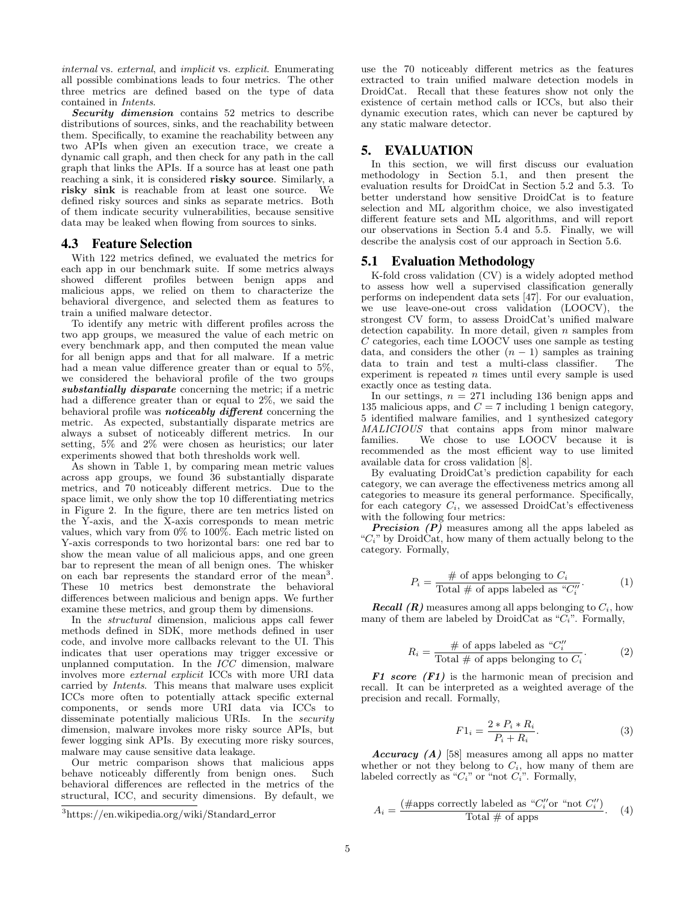*internal* vs. *external*, and *implicit* vs. *explicit*. Enumerating all possible combinations leads to four metrics. The other three metrics are defined based on the type of data contained in *Intents*.

***Security dimension*** contains 52 metrics to describe distributions of sources, sinks, and the reachability between them. Specifically, to examine the reachability between any two APIs when given an execution trace, we create a dynamic call graph, and then check for any path in the call graph that links the APIs. If a source has at least one path reaching a sink, it is considered **risky source**. Similarly, a **risky sink** is reachable from at least one source. We defined risky sources and sinks as separate metrics. Both of them indicate security vulnerabilities, because sensitive data may be leaked when flowing from sources to sinks.

### 4.3 Feature Selection

With 122 metrics defined, we evaluated the metrics for each app in our benchmark suite. If some metrics always showed different profiles between benign apps and malicious apps, we relied on them to characterize the behavioral divergence, and selected them as features to train a unified malware detector.

To identify any metric with different profiles across the two app groups, we measured the value of each metric on every benchmark app, and then computed the mean value for all benign apps and that for all malware. If a metric had a mean value difference greater than or equal to 5%, we considered the behavioral profile of the two groups ***substantially disparate*** concerning the metric; if a metric had a difference greater than or equal to 2%, we said the behavioral profile was ***noticeably different*** concerning the metric. As expected, substantially disparate metrics are always a subset of noticeably different metrics. In our setting, 5% and 2% were chosen as heuristics; our later experiments showed that both thresholds work well.

As shown in Table 1, by comparing mean metric values across app groups, we found 36 substantially disparate metrics, and 70 noticeably different metrics. Due to the space limit, we only show the top 10 differentiating metrics in Figure 2. In the figure, there are ten metrics listed on the Y-axis, and the X-axis corresponds to mean metric values, which vary from 0% to 100%. Each metric listed on Y-axis corresponds to two horizontal bars: one red bar to show the mean value of all malicious apps, and one green bar to represent the mean of all benign ones. The whisker on each bar represents the standard error of the mean[3]. These 10 metrics best demonstrate the behavioral differences between malicious and benign apps. We further examine these metrics, and group them by dimensions.

In the *structural* dimension, malicious apps call fewer methods defined in SDK, more methods defined in user code, and involve more callbacks relevant to the UI. This indicates that user operations may trigger excessive or unplanned computation. In the *ICC* dimension, malware involves more *external explicit* ICCs with more URI data carried by *Intents*. This means that malware uses explicit ICCs more often to potentially attack specific external components, or sends more URI data via ICCs to disseminate potentially malicious URIs. In the *security* dimension, malware invokes more risky source APIs, but fewer logging sink APIs. By executing more risky sources, malware may cause sensitive data leakage.

Our metric comparison shows that malicious apps behave noticeably differently from benign ones. Such behavioral differences are reflected in the metrics of the structural, ICC, and security dimensions. By default, we use the 70 noticeably different metrics as the features extracted to train unified malware detection models in DroidCat. Recall that these features show not only the existence of certain method calls or ICCs, but also their dynamic execution rates, which can never be captured by any static malware detector.

[3]https://en.wikipedia.org/wiki/Standard_error

## 5. EVALUATION

In this section, we will first discuss our evaluation methodology in Section 5.1, and then present the evaluation results for DroidCat in Section 5.2 and 5.3. To better understand how sensitive DroidCat is to feature selection and ML algorithm choice, we also investigated different feature sets and ML algorithms, and will report our observations in Section 5.4 and 5.5. Finally, we will describe the analysis cost of our approach in Section 5.6.

### 5.1 Evaluation Methodology

K-fold cross validation (CV) is a widely adopted method to assess how well a supervised classification generally performs on independent data sets [47]. For our evaluation, we use leave-one-out cross validation (LOOCV), the strongest CV form, to assess DroidCat's unified malware detection capability. In more detail, given $n$ samples from $C$ categories, each time LOOCV uses one sample as testing data, and considers the other $(n-1)$ samples as training data to train and test a multi-class classifier. The experiment is repeated $n$ times until every sample is used exactly once as testing data.

In our settings, $n = 271$ including 136 benign apps and 135 malicious apps, and $C = 7$ including 1 benign category, 5 identified malware families, and 1 synthesized category *MALICIOUS* that contains apps from minor malware families. We chose to use LOOCV because it is recommended as the most efficient way to use limited available data for cross validation [8].

By evaluating DroidCat's prediction capability for each category, we can average the effectiveness metrics among all categories to measure its general performance. Specifically, for each category $C_i$, we assessed DroidCat's effectiveness with the following four metrics:

***Precision (P)*** measures among all the apps labeled as "$C_i$" by DroidCat, how many of them actually belong to the category. Formally,

$$P_i = \frac{\#\text{ of apps belonging to } C_i}{\text{Total }\#\text{ of apps labeled as "}C_i''}. \quad (1)$$

***Recall (R)*** measures among all apps belonging to $C_i$, how many of them are labeled by DroidCat as "$C_i$". Formally,

$$R_i = \frac{\#\text{ of apps labeled as "}C_i''}{\text{Total }\#\text{ of apps belonging to } C_i}. \quad (2)$$

***F1 score (F1)*** is the harmonic mean of precision and recall. It can be interpreted as a weighted average of the precision and recall. Formally,

$$F1_i = \frac{2 * P_i * R_i}{P_i + R_i}. \quad (3)$$

***Accuracy (A)*** [58] measures among all apps no matter whether or not they belong to $C_i$, how many of them are labeled correctly as "$C_i$" or "not $C_i$". Formally,

$$A_i = \frac{(\#\text{apps correctly labeled as "}C_i''\text{or "not }C_i'')}{\text{Total }\#\text{ of apps}}. \quad (4)$$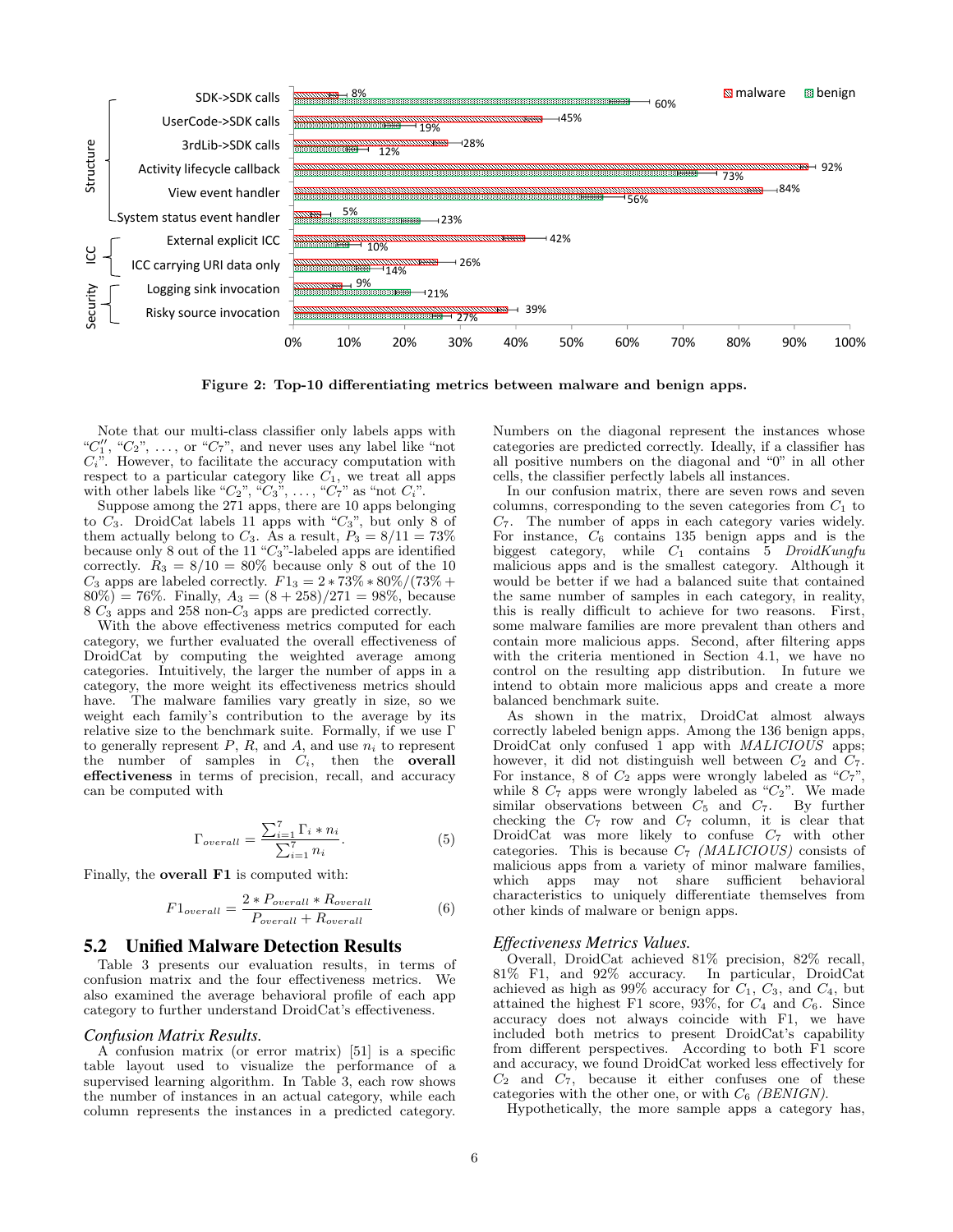Figure 2: Top-10 differentiating metrics between malware and benign apps.

Note that our multi-class classifier only labels apps with "$C_1''$, "$C_2$", ..., or "$C_7$", and never uses any label like "not $C_i$". However, to facilitate the accuracy computation with respect to a particular category like $C_1$, we treat all apps with other labels like "$C_2$", "$C_3$", ..., "$C_7$" as "not $C_i$".

Suppose among the 271 apps, there are 10 apps belonging to $C_3$. DroidCat labels 11 apps with "$C_3$", but only 8 of them actually belong to $C_3$. As a result, $P_3 = 8/11 = 73\%$ because only 8 out of the 11 "$C_3$"-labeled apps are identified correctly. $R_3 = 8/10 = 80\%$ because only 8 out of the 10 $C_3$ apps are labeled correctly. $F1_3 = 2 * 73\% * 80\%/(73\% + 80\%) = 76\%$. Finally, $A_3 = (8 + 258)/271 = 98\%$, because 8 $C_3$ apps and 258 non-$C_3$ apps are predicted correctly.

With the above effectiveness metrics computed for each category, we further evaluated the overall effectiveness of DroidCat by computing the weighted average among categories. Intuitively, the larger the number of apps in a category, the more weight its effectiveness metrics should have. The malware families vary greatly in size, so we weight each family's contribution to the average by its relative size to the benchmark suite. Formally, if we use Γ to generally represent $P$, $R$, and $A$, and use $n_i$ to represent the number of samples in $C_i$, then the **overall effectiveness** in terms of precision, recall, and accuracy can be computed with

$$\Gamma_{overall} = \frac{\sum_{i=1}^{7} \Gamma_i * n_i}{\sum_{i=1}^{7} n_i}. \tag{5}$$

Finally, the **overall F1** is computed with:

$$F1_{overall} = \frac{2 * P_{overall} * R_{overall}}{P_{overall} + R_{overall}} \tag{6}$$

## 5.2 Unified Malware Detection Results

Table 3 presents our evaluation results, in terms of confusion matrix and the four effectiveness metrics. We also examined the average behavioral profile of each app category to further understand DroidCat's effectiveness.

### *Confusion Matrix Results.*

A confusion matrix (or error matrix) [51] is a specific table layout used to visualize the performance of a supervised learning algorithm. In Table 3, each row shows the number of instances in an actual category, while each column represents the instances in a predicted category. Numbers on the diagonal represent the instances whose categories are predicted correctly. Ideally, if a classifier has all positive numbers on the diagonal and "0" in all other cells, the classifier perfectly labels all instances.

In our confusion matrix, there are seven rows and seven columns, corresponding to the seven categories from $C_1$ to $C_7$. The number of apps in each category varies widely. For instance, $C_6$ contains 135 benign apps and is the biggest category, while $C_1$ contains 5 *DroidKungfu* malicious apps and is the smallest category. Although it would be better if we had a balanced suite that contained the same number of samples in each category, in reality, this is really difficult to achieve for two reasons. First, some malware families are more prevalent than others and contain more malicious apps. Second, after filtering apps with the criteria mentioned in Section 4.1, we have no control on the resulting app distribution. In future we intend to obtain more malicious apps and create a more balanced benchmark suite.

As shown in the matrix, DroidCat almost always correctly labeled benign apps. Among the 136 benign apps, DroidCat only confused 1 app with *MALICIOUS* apps; however, it did not distinguish well between $C_2$ and $C_7$. For instance, 8 of $C_2$ apps were wrongly labeled as "$C_7$", while 8 $C_7$ apps were wrongly labeled as "$C_2$". We made similar observations between $C_5$ and $C_7$. By further checking the $C_7$ row and $C_7$ column, it is clear that DroidCat was more likely to confuse $C_7$ with other categories. This is because $C_7$ *(MALICIOUS)* consists of malicious apps from a variety of minor malware families, which apps may not share sufficient behavioral characteristics to uniquely differentiate themselves from other kinds of malware or benign apps.

### *Effectiveness Metrics Values.*

Overall, DroidCat achieved 81% precision, 82% recall, 81% F1, and 92% accuracy. In particular, DroidCat achieved as high as 99% accuracy for $C_1$, $C_3$, and $C_4$, but attained the highest F1 score, 93%, for $C_4$ and $C_6$. Since accuracy does not always coincide with F1, we have included both metrics to present DroidCat's capability from different perspectives. According to both F1 score and accuracy, we found DroidCat worked less effectively for $C_2$ and $C_7$, because it either confuses one of these categories with the other one, or with $C_6$ *(BENIGN)*.

Hypothetically, the more sample apps a category has,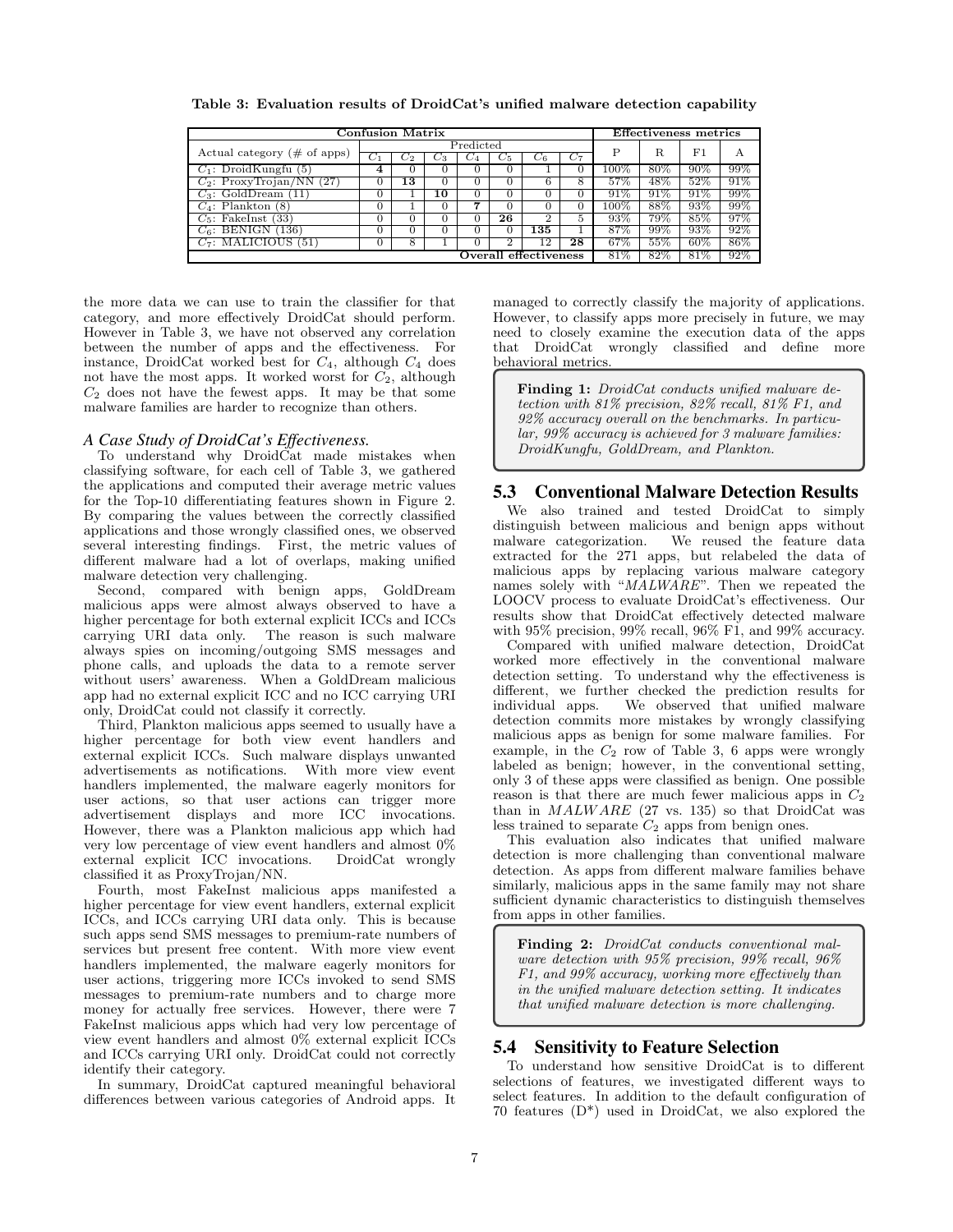**Table 3: Evaluation results of DroidCat's unified malware detection capability**

| Confusion Matrix | | | | | | | | Effectiveness metrics | | | |
|---|---|---|---|---|---|---|---|---|---|---|---|
| Actual category (# of apps) | Predicted | | | | | | | P | R | F1 | A |
| | $C_1$ | $C_2$ | $C_3$ | $C_4$ | $C_5$ | $C_6$ | $C_7$ | | | | |
| $C_1$: DroidKungfu (5) | **4** | 0 | 0 | 0 | 1 | 0 | 0 | 100% | 80% | 90% | 99% |
| $C_2$: ProxyTrojan/NN (27) | 0 | **13** | 0 | 0 | 0 | 6 | 8 | 57% | 48% | 52% | 91% |
| $C_3$: GoldDream (11) | 0 | 1 | **10** | 0 | 0 | 0 | 0 | 91% | 91% | 91% | 99% |
| $C_4$: Plankton (8) | 0 | 1 | 0 | **7** | 0 | 0 | 0 | 100% | 88% | 93% | 99% |
| $C_5$: FakeInst (33) | 0 | 0 | 0 | 0 | **26** | 2 | 5 | 93% | 79% | 85% | 97% |
| $C_6$: BENIGN (136) | 0 | 0 | 0 | 0 | 0 | **135** | 1 | 87% | 99% | 93% | 92% |
| $C_7$: MALICIOUS (51) | 0 | 8 | 1 | 0 | 2 | 12 | **28** | 67% | 55% | 60% | 86% |
| **Overall effectiveness** | | | | | | | | 81% | 82% | 81% | 92% |

the more data we can use to train the classifier for that category, and more effectively DroidCat should perform. However in Table 3, we have not observed any correlation between the number of apps and the effectiveness. For instance, DroidCat worked best for $C_4$, although $C_4$ does not have the most apps. It worked worst for $C_2$, although $C_2$ does not have the fewest apps. It may be that some malware families are harder to recognize than others.

### *A Case Study of DroidCat's Effectiveness.*

To understand why DroidCat made mistakes when classifying software, for each cell of Table 3, we gathered the applications and computed their average metric values for the Top-10 differentiating features shown in Figure 2. By comparing the values between the correctly classified applications and those wrongly classified ones, we observed several interesting findings. First, the metric values of different malware had a lot of overlaps, making unified malware detection very challenging.

Second, compared with benign apps, GoldDream malicious apps were almost always observed to have a higher percentage for both external explicit ICCs and ICCs carrying URI data only. The reason is such malware always spies on incoming/outgoing SMS messages and phone calls, and uploads the data to a remote server without users' awareness. When a GoldDream malicious app had no external explicit ICC and no ICC carrying URI only, DroidCat could not classify it correctly.

Third, Plankton malicious apps seemed to usually have a higher percentage for both view event handlers and external explicit ICCs. Such malware displays unwanted advertisements as notifications. With more view event handlers implemented, the malware eagerly monitors for user actions, so that user actions can trigger more advertisement displays and more ICC invocations. However, there was a Plankton malicious app which had very low percentage of view event handlers and almost 0% external explicit ICC invocations. DroidCat wrongly classified it as ProxyTrojan/NN.

Fourth, most FakeInst malicious apps manifested a higher percentage for view event handlers, external explicit ICCs, and ICCs carrying URI data only. This is because such apps send SMS messages to premium-rate numbers of services but present free content. With more view event handlers implemented, the malware eagerly monitors for user actions, triggering more ICCs invoked to send SMS messages to premium-rate numbers and to charge more money for actually free services. However, there were 7 FakeInst malicious apps which had very low percentage of view event handlers and almost 0% external explicit ICCs and ICCs carrying URI only. DroidCat could not correctly identify their category.

In summary, DroidCat captured meaningful behavioral differences between various categories of Android apps. It managed to correctly classify the majority of applications. However, to classify apps more precisely in future, we may need to closely examine the execution data of the apps that DroidCat wrongly classified and define more behavioral metrics.

> **Finding 1:** *DroidCat conducts unified malware detection with 81% precision, 82% recall, 81% F1, and 92% accuracy overall on the benchmarks. In particular, 99% accuracy is achieved for 3 malware families: DroidKungfu, GoldDream, and Plankton.*

## 5.3 Conventional Malware Detection Results

We also trained and tested DroidCat to simply distinguish between malicious and benign apps without malware categorization. We reused the feature data extracted for the 271 apps, but relabeled the data of malicious apps by replacing various malware category names solely with "*MALWARE*". Then we repeated the LOOCV process to evaluate DroidCat's effectiveness. Our results show that DroidCat effectively detected malware with 95% precision, 99% recall, 96% F1, and 99% accuracy.

Compared with unified malware detection, DroidCat worked more effectively in the conventional malware detection setting. To understand why the effectiveness is different, we further checked the prediction results for individual apps. We observed that unified malware detection commits more mistakes by wrongly classifying malicious apps as benign for some malware families. For example, in the $C_2$ row of Table 3, 6 apps were wrongly labeled as benign; however, in the conventional setting, only 3 of these apps were classified as benign. One possible reason is that there are much fewer malicious apps in $C_2$ than in *MALWARE* (27 vs. 135) so that DroidCat was less trained to separate $C_2$ apps from benign ones.

This evaluation also indicates that unified malware detection is more challenging than conventional malware detection. As apps from different malware families behave similarly, malicious apps in the same family may not share sufficient dynamic characteristics to distinguish themselves from apps in other families.

> **Finding 2:** *DroidCat conducts conventional malware detection with 95% precision, 99% recall, 96% F1, and 99% accuracy, working more effectively than in the unified malware detection setting. It indicates that unified malware detection is more challenging.*

## 5.4 Sensitivity to Feature Selection

To understand how sensitive DroidCat is to different selections of features, we investigated different ways to select features. In addition to the default configuration of 70 features (D*) used in DroidCat, we also explored the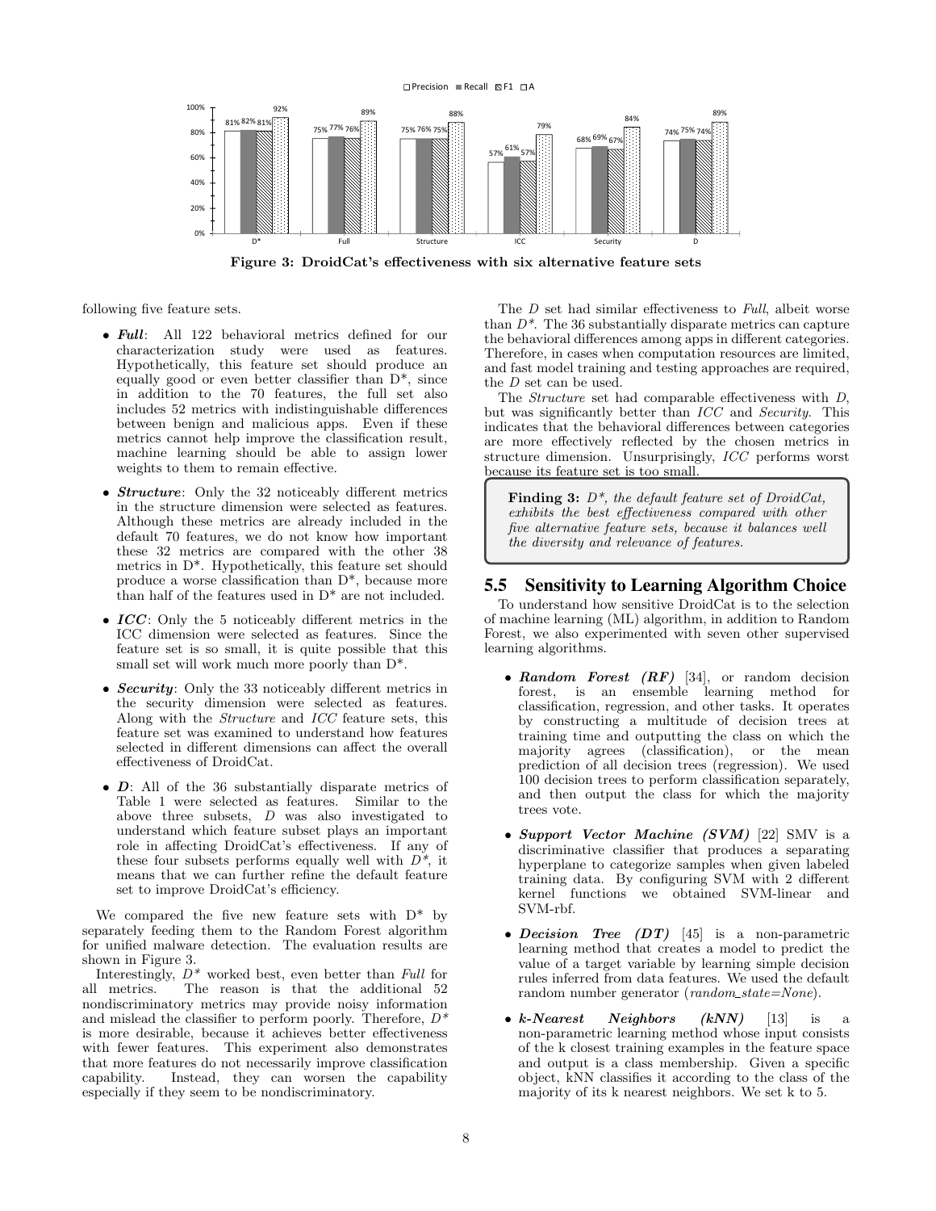Figure 3: DroidCat's effectiveness with six alternative feature sets

following five feature sets.

- ***Full***: All 122 behavioral metrics defined for our characterization study were used as features. Hypothetically, this feature set should produce an equally good or even better classifier than D*, since in addition to the 70 features, the full set also includes 52 metrics with indistinguishable differences between benign and malicious apps. Even if these metrics cannot help improve the classification result, machine learning should be able to assign lower weights to them to remain effective.
- ***Structure***: Only the 32 noticeably different metrics in the structure dimension were selected as features. Although these metrics are already included in the default 70 features, we do not know how important these 32 metrics are compared with the other 38 metrics in D*. Hypothetically, this feature set should produce a worse classification than D*, because more than half of the features used in D* are not included.
- ***ICC***: Only the 5 noticeably different metrics in the ICC dimension were selected as features. Since the feature set is so small, it is quite possible that this small set will work much more poorly than D*.
- ***Security***: Only the 33 noticeably different metrics in the security dimension were selected as features. Along with the *Structure* and *ICC* feature sets, this feature set was examined to understand how features selected in different dimensions can affect the overall effectiveness of DroidCat.
- ***D***: All of the 36 substantially disparate metrics of Table 1 were selected as features. Similar to the above three subsets, *D* was also investigated to understand which feature subset plays an important role in affecting DroidCat's effectiveness. If any of these four subsets performs equally well with *D**, it means that we can further refine the default feature set to improve DroidCat's efficiency.

We compared the five new feature sets with D* by separately feeding them to the Random Forest algorithm for unified malware detection. The evaluation results are shown in Figure 3.

Interestingly, *D** worked best, even better than *Full* for all metrics. The reason is that the additional 52 nondiscriminatory metrics may provide noisy information and mislead the classifier to perform poorly. Therefore, *D** is more desirable, because it achieves better effectiveness with fewer features. This experiment also demonstrates that more features do not necessarily improve classification capability. Instead, they can worsen the capability especially if they seem to be nondiscriminatory.

The *D* set had similar effectiveness to *Full*, albeit worse than *D**. The 36 substantially disparate metrics can capture the behavioral differences among apps in different categories. Therefore, in cases when computation resources are limited, and fast model training and testing approaches are required, the *D* set can be used.

The *Structure* set had comparable effectiveness with *D*, but was significantly better than *ICC* and *Security*. This indicates that the behavioral differences between categories are more effectively reflected by the chosen metrics in structure dimension. Unsurprisingly, *ICC* performs worst because its feature set is too small.

> **Finding 3:** *D*\*, the default feature set of DroidCat, exhibits the best effectiveness compared with other five alternative feature sets, because it balances well the diversity and relevance of features.*

## 5.5 Sensitivity to Learning Algorithm Choice

To understand how sensitive DroidCat is to the selection of machine learning (ML) algorithm, in addition to Random Forest, we also experimented with seven other supervised learning algorithms.

- ***Random Forest (RF)*** [34], or random decision forest, is an ensemble learning method for classification, regression, and other tasks. It operates by constructing a multitude of decision trees at training time and outputting the class on which the majority agrees (classification), or the mean prediction of all decision trees (regression). We used 100 decision trees to perform classification separately, and then output the class for which the majority trees vote.
- ***Support Vector Machine (SVM)*** [22] SMV is a discriminative classifier that produces a separating hyperplane to categorize samples when given labeled training data. By configuring SVM with 2 different kernel functions we obtained SVM-linear and SVM-rbf.
- ***Decision Tree (DT)*** [45] is a non-parametric learning method that creates a model to predict the value of a target variable by learning simple decision rules inferred from data features. We used the default random number generator (*random_state=None*).
- ***k-Nearest Neighbors (kNN)*** [13] is a non-parametric learning method whose input consists of the k closest training examples in the feature space and output is a class membership. Given a specific object, kNN classifies it according to the class of the majority of its k nearest neighbors. We set k to 5.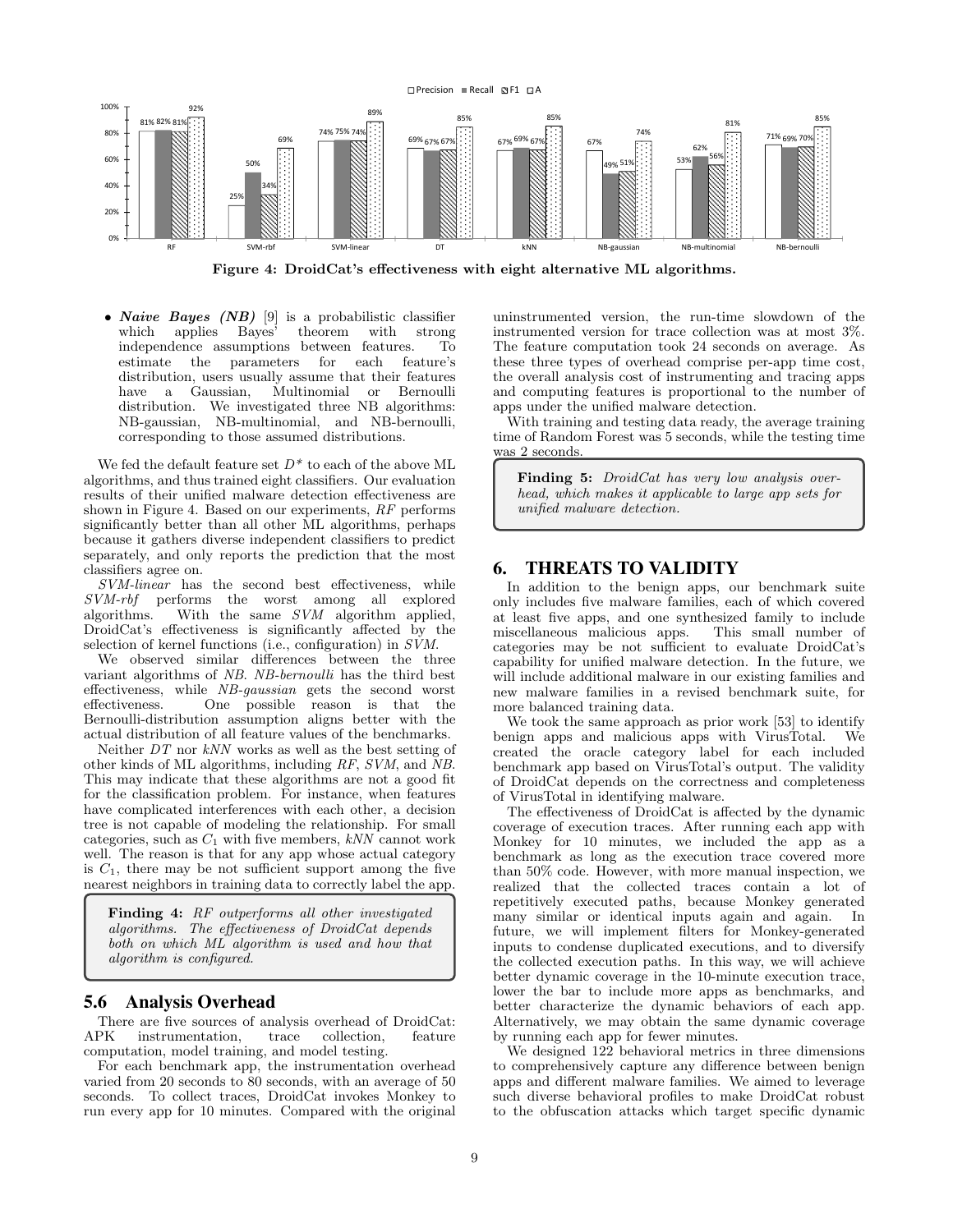Figure 4: DroidCat's effectiveness with eight alternative ML algorithms.

- ***Naive Bayes (NB)*** [9] is a probabilistic classifier which applies Bayes' theorem with strong independence assumptions between features. To estimate the parameters for each feature's distribution, users usually assume that their features have a Gaussian, Multinomial or Bernoulli distribution. We investigated three NB algorithms: NB-gaussian, NB-multinomial, and NB-bernoulli, corresponding to those assumed distributions.

We fed the default feature set $D^*$ to each of the above ML algorithms, and thus trained eight classifiers. Our evaluation results of their unified malware detection effectiveness are shown in Figure 4. Based on our experiments, *RF* performs significantly better than all other ML algorithms, perhaps because it gathers diverse independent classifiers to predict separately, and only reports the prediction that the most classifiers agree on.

*SVM-linear* has the second best effectiveness, while *SVM-rbf* performs the worst among all explored algorithms. With the same *SVM* algorithm applied, DroidCat's effectiveness is significantly affected by the selection of kernel functions (i.e., configuration) in *SVM*.

We observed similar differences between the three variant algorithms of *NB*. *NB-bernoulli* has the third best effectiveness, while *NB-gaussian* gets the second worst effectiveness. One possible reason is that the Bernoulli-distribution assumption aligns better with the actual distribution of all feature values of the benchmarks.

Neither *DT* nor *kNN* works as well as the best setting of other kinds of ML algorithms, including *RF*, *SVM*, and *NB*. This may indicate that these algorithms are not a good fit for the classification problem. For instance, when features have complicated interferences with each other, a decision tree is not capable of modeling the relationship. For small categories, such as $C_1$ with five members, *kNN* cannot work well. The reason is that for any app whose actual category is $C_1$, there may be not sufficient support among the five nearest neighbors in training data to correctly label the app.

> **Finding 4:** *RF outperforms all other investigated algorithms. The effectiveness of DroidCat depends both on which ML algorithm is used and how that algorithm is configured.*

## 5.6 Analysis Overhead

There are five sources of analysis overhead of DroidCat: APK instrumentation, trace collection, feature computation, model training, and model testing.

For each benchmark app, the instrumentation overhead varied from 20 seconds to 80 seconds, with an average of 50 seconds. To collect traces, DroidCat invokes Monkey to run every app for 10 minutes. Compared with the original uninstrumented version, the run-time slowdown of the instrumented version for trace collection was at most 3%. The feature computation took 24 seconds on average. As these three types of overhead comprise per-app time cost, the overall analysis cost of instrumenting and tracing apps and computing features is proportional to the number of apps under the unified malware detection.

With training and testing data ready, the average training time of Random Forest was 5 seconds, while the testing time was 2 seconds.

> **Finding 5:** *DroidCat has very low analysis overhead, which makes it applicable to large app sets for unified malware detection.*

# 6. THREATS TO VALIDITY

In addition to the benign apps, our benchmark suite only includes five malware families, each of which covered at least five apps, and one synthesized family to include miscellaneous malicious apps. This small number of categories may be not sufficient to evaluate DroidCat's capability for unified malware detection. In the future, we will include additional malware in our existing families and new malware families in a revised benchmark suite, for more balanced training data.

We took the same approach as prior work [53] to identify benign apps and malicious apps with VirusTotal. We created the oracle category label for each included benchmark app based on VirusTotal's output. The validity of DroidCat depends on the correctness and completeness of VirusTotal in identifying malware.

The effectiveness of DroidCat is affected by the dynamic coverage of execution traces. After running each app with Monkey for 10 minutes, we included the app as a benchmark as long as the execution trace covered more than 50% code. However, with more manual inspection, we realized that the collected traces contain a lot of repetitively executed paths, because Monkey generated many similar or identical inputs again and again. In future, we will implement filters for Monkey-generated inputs to condense duplicated executions, and to diversify the collected execution paths. In this way, we will achieve better dynamic coverage in the 10-minute execution trace, lower the bar to include more apps as benchmarks, and better characterize the dynamic behaviors of each app. Alternatively, we may obtain the same dynamic coverage by running each app for fewer minutes.

We designed 122 behavioral metrics in three dimensions to comprehensively capture any difference between benign apps and different malware families. We aimed to leverage such diverse behavioral profiles to make DroidCat robust to the obfuscation attacks which target specific dynamic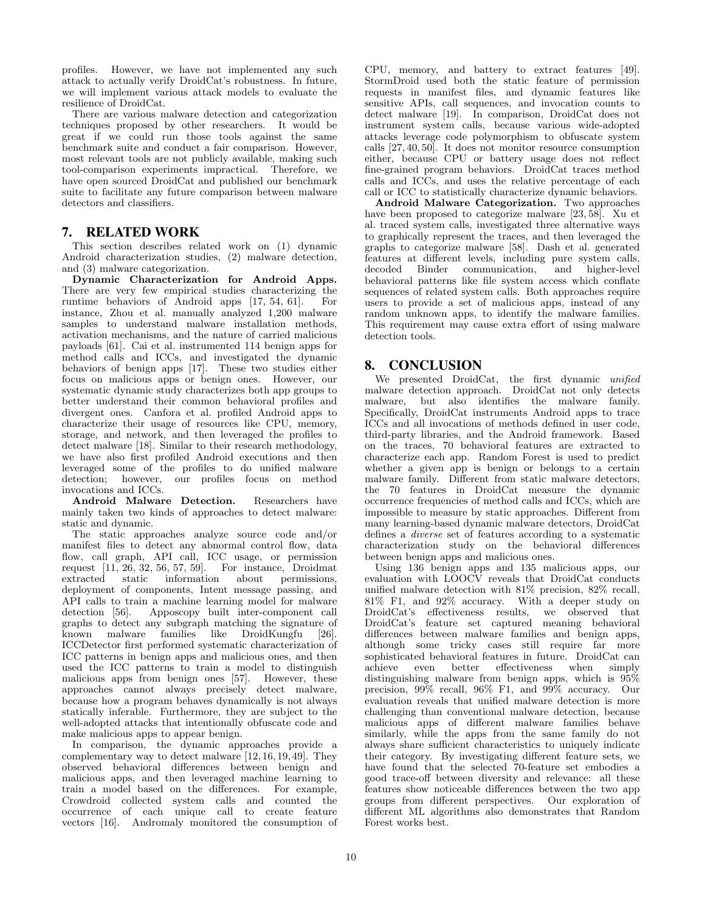profiles. However, we have not implemented any such attack to actually verify DroidCat's robustness. In future, we will implement various attack models to evaluate the resilience of DroidCat.

There are various malware detection and categorization techniques proposed by other researchers. It would be great if we could run those tools against the same benchmark suite and conduct a fair comparison. However, most relevant tools are not publicly available, making such tool-comparison experiments impractical. Therefore, we have open sourced DroidCat and published our benchmark suite to facilitate any future comparison between malware detectors and classifiers.

## 7. RELATED WORK

This section describes related work on (1) dynamic Android characterization studies, (2) malware detection, and (3) malware categorization.

**Dynamic Characterization for Android Apps.** There are very few empirical studies characterizing the runtime behaviors of Android apps [17, 54, 61]. For instance, Zhou et al. manually analyzed 1,200 malware samples to understand malware installation methods, activation mechanisms, and the nature of carried malicious payloads [61]. Cai et al. instrumented 114 benign apps for method calls and ICCs, and investigated the dynamic behaviors of benign apps [17]. These two studies either focus on malicious apps or benign ones. However, our systematic dynamic study characterizes both app groups to better understand their common behavioral profiles and divergent ones. Canfora et al. profiled Android apps to characterize their usage of resources like CPU, memory, storage, and network, and then leveraged the profiles to detect malware [18]. Similar to their research methodology, we have also first profiled Android executions and then leveraged some of the profiles to do unified malware detection; however, our profiles focus on method invocations and ICCs.

**Android Malware Detection.** Researchers have mainly taken two kinds of approaches to detect malware: static and dynamic.

The static approaches analyze source code and/or manifest files to detect any abnormal control flow, data flow, call graph, API call, ICC usage, or permission request [11, 26, 32, 56, 57, 59]. For instance, Droidmat extracted static information about permissions, deployment of components, Intent message passing, and API calls to train a machine learning model for malware detection [56]. Apposcopy built inter-component call graphs to detect any subgraph matching the signature of known malware families like DroidKungfu [26]. ICCDetector first performed systematic characterization of ICC patterns in benign apps and malicious ones, and then used the ICC patterns to train a model to distinguish malicious apps from benign ones [57]. However, these approaches cannot always precisely detect malware, because how a program behaves dynamically is not always statically inferable. Furthermore, they are subject to the well-adopted attacks that intentionally obfuscate code and make malicious apps to appear benign.

In comparison, the dynamic approaches provide a complementary way to detect malware [12, 16, 19, 49]. They observed behavioral differences between benign and malicious apps, and then leveraged machine learning to train a model based on the differences. For example, Crowdroid collected system calls and counted the occurrence of each unique call to create feature vectors [16]. Andromaly monitored the consumption of CPU, memory, and battery to extract features [49]. StormDroid used both the static feature of permission requests in manifest files, and dynamic features like sensitive APIs, call sequences, and invocation counts to detect malware [19]. In comparison, DroidCat does not instrument system calls, because various wide-adopted attacks leverage code polymorphism to obfuscate system calls [27, 40, 50]. It does not monitor resource consumption either, because CPU or battery usage does not reflect fine-grained program behaviors. DroidCat traces method calls and ICCs, and uses the relative percentage of each call or ICC to statistically characterize dynamic behaviors.

**Android Malware Categorization.** Two approaches have been proposed to categorize malware [23, 58]. Xu et al. traced system calls, investigated three alternative ways to graphically represent the traces, and then leveraged the graphs to categorize malware [58]. Dash et al. generated features at different levels, including pure system calls, decoded Binder communication, and higher-level behavioral patterns like file system access which conflate sequences of related system calls. Both approaches require users to provide a set of malicious apps, instead of any random unknown apps, to identify the malware families. This requirement may cause extra effort of using malware detection tools.

## 8. CONCLUSION

We presented DroidCat, the first dynamic *unified* malware detection approach. DroidCat not only detects malware, but also identifies the malware family. Specifically, DroidCat instruments Android apps to trace ICCs and all invocations of methods defined in user code, third-party libraries, and the Android framework. Based on the traces, 70 behavioral features are extracted to characterize each app. Random Forest is used to predict whether a given app is benign or belongs to a certain malware family. Different from static malware detectors, the 70 features in DroidCat measure the dynamic occurrence frequencies of method calls and ICCs, which are impossible to measure by static approaches. Different from many learning-based dynamic malware detectors, DroidCat defines a *diverse* set of features according to a systematic characterization study on the behavioral differences between benign apps and malicious ones.

Using 136 benign apps and 135 malicious apps, our evaluation with LOOCV reveals that DroidCat conducts unified malware detection with 81% precision, 82% recall, 81% F1, and 92% accuracy. With a deeper study on DroidCat's effectiveness results, we observed that DroidCat's feature set captured meaning behavioral differences between malware families and benign apps, although some tricky cases still require far more sophisticated behavioral features in future. DroidCat can achieve even better effectiveness when simply distinguishing malware from benign apps, which is 95% precision, 99% recall, 96% F1, and 99% accuracy. Our evaluation reveals that unified malware detection is more challenging than conventional malware detection, because malicious apps of different malware families behave similarly, while the apps from the same family do not always share sufficient characteristics to uniquely indicate their category. By investigating different feature sets, we have found that the selected 70-feature set embodies a good trace-off between diversity and relevance: all these features show noticeable differences between the two app groups from different perspectives. Our exploration of different ML algorithms also demonstrates that Random Forest works best.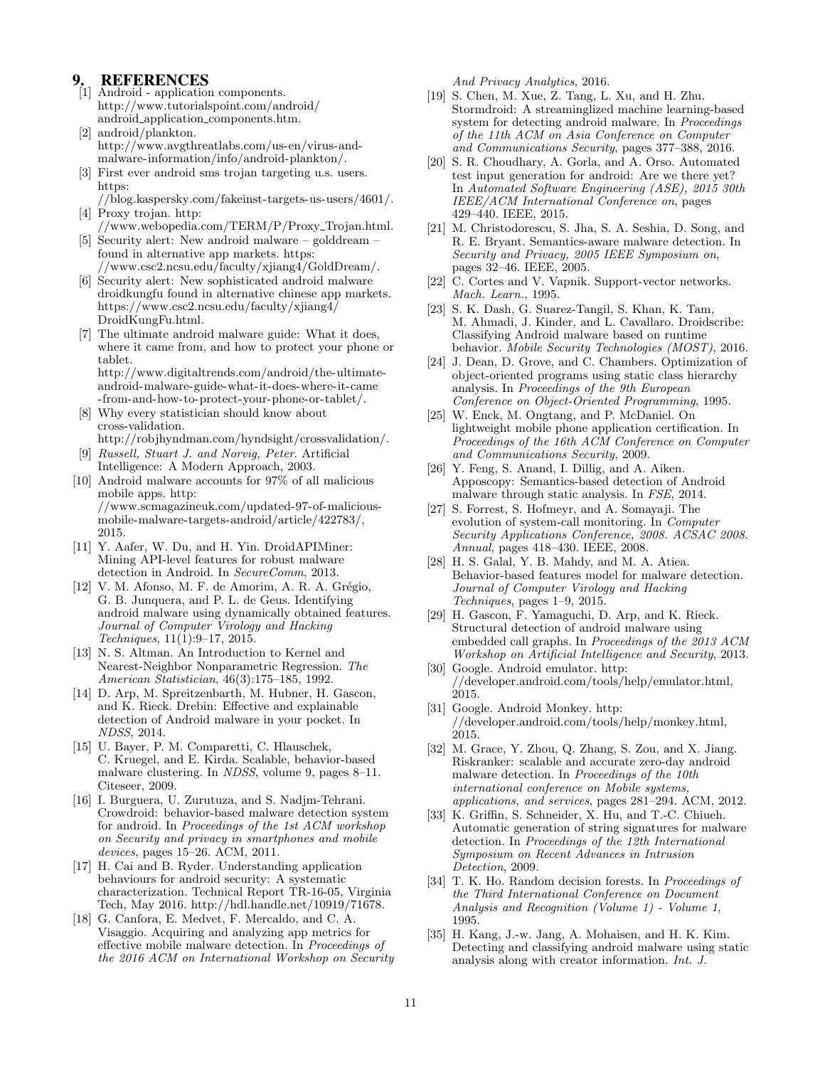## 9. REFERENCES

[1] Android - application components. http://www.tutorialspoint.com/android/android_application_components.htm.

[2] android/plankton. http://www.avgthreatlabs.com/us-en/virus-and-malware-information/info/android-plankton/.

[3] First ever android sms trojan targeting u.s. users. https://blog.kaspersky.com/fakeinst-targets-us-users/4601/.

[4] Proxy trojan. http://www.webopedia.com/TERM/P/Proxy_Trojan.html.

[5] Security alert: New android malware – golddream – found in alternative app markets. https://www.csc2.ncsu.edu/faculty/xjiang4/GoldDream/.

[6] Security alert: New sophisticated android malware droidkungfu found in alternative chinese app markets. https://www.csc2.ncsu.edu/faculty/xjiang4/DroidKungFu.html.

[7] The ultimate android malware guide: What it does, where it came from, and how to protect your phone or tablet. http://www.digitaltrends.com/android/the-ultimate-android-malware-guide-what-it-does-where-it-came-from-and-how-to-protect-your-phone-or-tablet/.

[8] Why every statistician should know about cross-validation. http://robjhyndman.com/hyndsight/crossvalidation/.

[9] *Russell, Stuart J. and Norvig, Peter.* Artificial Intelligence: A Modern Approach, 2003.

[10] Android malware accounts for 97% of all malicious mobile apps. http://www.scmagazineuk.com/updated-97-of-malicious-mobile-malware-targets-android/article/422783/, 2015.

[11] Y. Aafer, W. Du, and H. Yin. DroidAPIMiner: Mining API-level features for robust malware detection in Android. In *SecureComm*, 2013.

[12] V. M. Afonso, M. F. de Amorim, A. R. A. Grégio, G. B. Junquera, and P. L. de Geus. Identifying android malware using dynamically obtained features. *Journal of Computer Virology and Hacking Techniques*, 11(1):9–17, 2015.

[13] N. S. Altman. An Introduction to Kernel and Nearest-Neighbor Nonparametric Regression. *The American Statistician*, 46(3):175–185, 1992.

[14] D. Arp, M. Spreitzenbarth, M. Hubner, H. Gascon, and K. Rieck. Drebin: Effective and explainable detection of Android malware in your pocket. In *NDSS*, 2014.

[15] U. Bayer, P. M. Comparetti, C. Hlauschek, C. Kruegel, and E. Kirda. Scalable, behavior-based malware clustering. In *NDSS*, volume 9, pages 8–11. Citeseer, 2009.

[16] I. Burguera, U. Zurutuza, and S. Nadjm-Tehrani. Crowdroid: behavior-based malware detection system for android. In *Proceedings of the 1st ACM workshop on Security and privacy in smartphones and mobile devices*, pages 15–26. ACM, 2011.

[17] H. Cai and B. Ryder. Understanding application behaviours for android security: A systematic characterization. Technical Report TR-16-05, Virginia Tech, May 2016. http://hdl.handle.net/10919/71678.

[18] G. Canfora, E. Medvet, F. Mercaldo, and C. A. Visaggio. Acquiring and analyzing app metrics for effective mobile malware detection. In *Proceedings of the 2016 ACM on International Workshop on Security And Privacy Analytics*, 2016.

[19] S. Chen, M. Xue, Z. Tang, L. Xu, and H. Zhu. Stormdroid: A streaminglized machine learning-based system for detecting android malware. In *Proceedings of the 11th ACM on Asia Conference on Computer and Communications Security*, pages 377–388, 2016.

[20] S. R. Choudhary, A. Gorla, and A. Orso. Automated test input generation for android: Are we there yet? In *Automated Software Engineering (ASE), 2015 30th IEEE/ACM International Conference on*, pages 429–440. IEEE, 2015.

[21] M. Christodorescu, S. Jha, S. A. Seshia, D. Song, and R. E. Bryant. Semantics-aware malware detection. In *Security and Privacy, 2005 IEEE Symposium on*, pages 32–46. IEEE, 2005.

[22] C. Cortes and V. Vapnik. Support-vector networks. *Mach. Learn.*, 1995.

[23] S. K. Dash, G. Suarez-Tangil, S. Khan, K. Tam, M. Ahmadi, J. Kinder, and L. Cavallaro. Droidscribe: Classifying Android malware based on runtime behavior. *Mobile Security Technologies (MOST)*, 2016.

[24] J. Dean, D. Grove, and C. Chambers. Optimization of object-oriented programs using static class hierarchy analysis. In *Proceedings of the 9th European Conference on Object-Oriented Programming*, 1995.

[25] W. Enck, M. Ongtang, and P. McDaniel. On lightweight mobile phone application certification. In *Proceedings of the 16th ACM Conference on Computer and Communications Security*, 2009.

[26] Y. Feng, S. Anand, I. Dillig, and A. Aiken. Apposcopy: Semantics-based detection of Android malware through static analysis. In *FSE*, 2014.

[27] S. Forrest, S. Hofmeyr, and A. Somayaji. The evolution of system-call monitoring. In *Computer Security Applications Conference, 2008. ACSAC 2008. Annual*, pages 418–430. IEEE, 2008.

[28] H. S. Galal, Y. B. Mahdy, and M. A. Atiea. Behavior-based features model for malware detection. *Journal of Computer Virology and Hacking Techniques*, pages 1–9, 2015.

[29] H. Gascon, F. Yamaguchi, D. Arp, and K. Rieck. Structural detection of android malware using embedded call graphs. In *Proceedings of the 2013 ACM Workshop on Artificial Intelligence and Security*, 2013.

[30] Google. Android emulator. http://developer.android.com/tools/help/emulator.html, 2015.

[31] Google. Android Monkey. http://developer.android.com/tools/help/monkey.html, 2015.

[32] M. Grace, Y. Zhou, Q. Zhang, S. Zou, and X. Jiang. Riskranker: scalable and accurate zero-day android malware detection. In *Proceedings of the 10th international conference on Mobile systems, applications, and services*, pages 281–294. ACM, 2012.

[33] K. Griffin, S. Schneider, X. Hu, and T.-C. Chiueh. Automatic generation of string signatures for malware detection. In *Proceedings of the 12th International Symposium on Recent Advances in Intrusion Detection*, 2009.

[34] T. K. Ho. Random decision forests. In *Proceedings of the Third International Conference on Document Analysis and Recognition (Volume 1) - Volume 1*, 1995.

[35] H. Kang, J.-w. Jang, A. Mohaisen, and H. K. Kim. Detecting and classifying android malware using static analysis along with creator information. *Int. J.*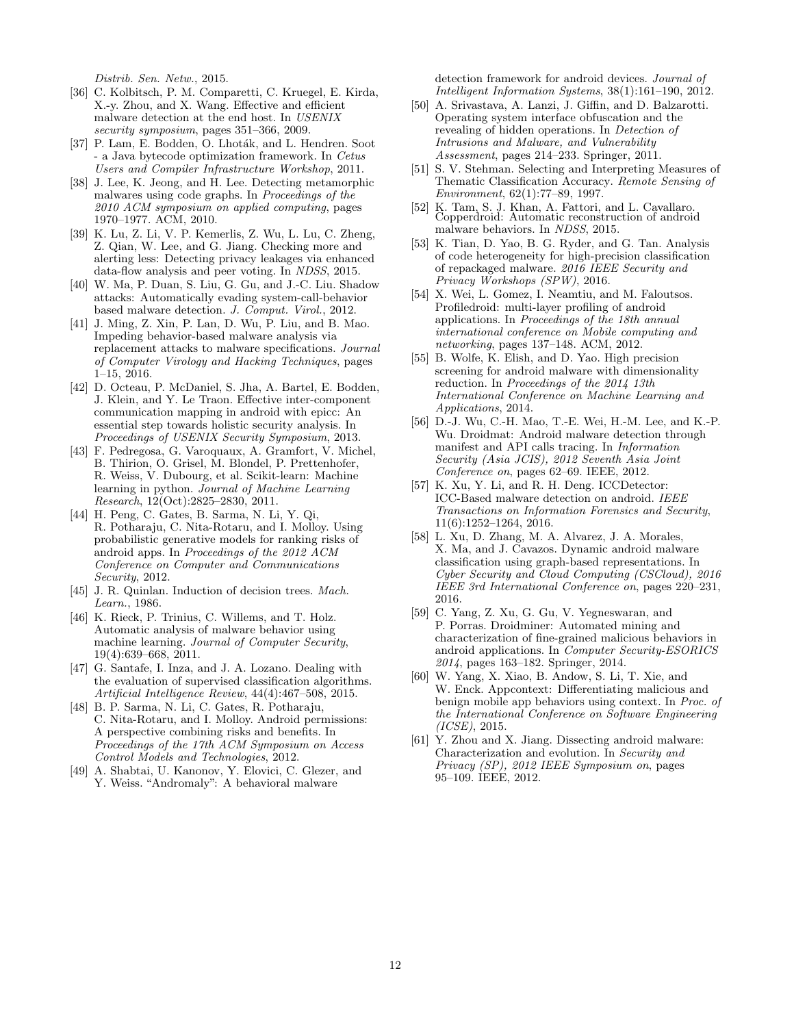*Distrib. Sen. Netw.*, 2015.

- [36] C. Kolbitsch, P. M. Comparetti, C. Kruegel, E. Kirda, X.-y. Zhou, and X. Wang. Effective and efficient malware detection at the end host. In *USENIX security symposium*, pages 351–366, 2009.
- [37] P. Lam, E. Bodden, O. Lhoták, and L. Hendren. Soot - a Java bytecode optimization framework. In *Cetus Users and Compiler Infrastructure Workshop*, 2011.
- [38] J. Lee, K. Jeong, and H. Lee. Detecting metamorphic malwares using code graphs. In *Proceedings of the 2010 ACM symposium on applied computing*, pages 1970–1977. ACM, 2010.
- [39] K. Lu, Z. Li, V. P. Kemerlis, Z. Wu, L. Lu, C. Zheng, Z. Qian, W. Lee, and G. Jiang. Checking more and alerting less: Detecting privacy leakages via enhanced data-flow analysis and peer voting. In *NDSS*, 2015.
- [40] W. Ma, P. Duan, S. Liu, G. Gu, and J.-C. Liu. Shadow attacks: Automatically evading system-call-behavior based malware detection. *J. Comput. Virol.*, 2012.
- [41] J. Ming, Z. Xin, P. Lan, D. Wu, P. Liu, and B. Mao. Impeding behavior-based malware analysis via replacement attacks to malware specifications. *Journal of Computer Virology and Hacking Techniques*, pages 1–15, 2016.
- [42] D. Octeau, P. McDaniel, S. Jha, A. Bartel, E. Bodden, J. Klein, and Y. Le Traon. Effective inter-component communication mapping in android with epicc: An essential step towards holistic security analysis. In *Proceedings of USENIX Security Symposium*, 2013.
- [43] F. Pedregosa, G. Varoquaux, A. Gramfort, V. Michel, B. Thirion, O. Grisel, M. Blondel, P. Prettenhofer, R. Weiss, V. Dubourg, et al. Scikit-learn: Machine learning in python. *Journal of Machine Learning Research*, 12(Oct):2825–2830, 2011.
- [44] H. Peng, C. Gates, B. Sarma, N. Li, Y. Qi, R. Potharaju, C. Nita-Rotaru, and I. Molloy. Using probabilistic generative models for ranking risks of android apps. In *Proceedings of the 2012 ACM Conference on Computer and Communications Security*, 2012.
- [45] J. R. Quinlan. Induction of decision trees. *Mach. Learn.*, 1986.
- [46] K. Rieck, P. Trinius, C. Willems, and T. Holz. Automatic analysis of malware behavior using machine learning. *Journal of Computer Security*, 19(4):639–668, 2011.
- [47] G. Santafe, I. Inza, and J. A. Lozano. Dealing with the evaluation of supervised classification algorithms. *Artificial Intelligence Review*, 44(4):467–508, 2015.
- [48] B. P. Sarma, N. Li, C. Gates, R. Potharaju, C. Nita-Rotaru, and I. Molloy. Android permissions: A perspective combining risks and benefits. In *Proceedings of the 17th ACM Symposium on Access Control Models and Technologies*, 2012.
- [49] A. Shabtai, U. Kanonov, Y. Elovici, C. Glezer, and Y. Weiss. "Andromaly": A behavioral malware detection framework for android devices. *Journal of Intelligent Information Systems*, 38(1):161–190, 2012.
- [50] A. Srivastava, A. Lanzi, J. Giffin, and D. Balzarotti. Operating system interface obfuscation and the revealing of hidden operations. In *Detection of Intrusions and Malware, and Vulnerability Assessment*, pages 214–233. Springer, 2011.
- [51] S. V. Stehman. Selecting and Interpreting Measures of Thematic Classification Accuracy. *Remote Sensing of Environment*, 62(1):77–89, 1997.
- [52] K. Tam, S. J. Khan, A. Fattori, and L. Cavallaro. Copperdroid: Automatic reconstruction of android malware behaviors. In *NDSS*, 2015.
- [53] K. Tian, D. Yao, B. G. Ryder, and G. Tan. Analysis of code heterogeneity for high-precision classification of repackaged malware. *2016 IEEE Security and Privacy Workshops (SPW)*, 2016.
- [54] X. Wei, L. Gomez, I. Neamtiu, and M. Faloutsos. Profiledroid: multi-layer profiling of android applications. In *Proceedings of the 18th annual international conference on Mobile computing and networking*, pages 137–148. ACM, 2012.
- [55] B. Wolfe, K. Elish, and D. Yao. High precision screening for android malware with dimensionality reduction. In *Proceedings of the 2014 13th International Conference on Machine Learning and Applications*, 2014.
- [56] D.-J. Wu, C.-H. Mao, T.-E. Wei, H.-M. Lee, and K.-P. Wu. Droidmat: Android malware detection through manifest and API calls tracing. In *Information Security (Asia JCIS), 2012 Seventh Asia Joint Conference on*, pages 62–69. IEEE, 2012.
- [57] K. Xu, Y. Li, and R. H. Deng. ICCDetector: ICC-Based malware detection on android. *IEEE Transactions on Information Forensics and Security*, 11(6):1252–1264, 2016.
- [58] L. Xu, D. Zhang, M. A. Alvarez, J. A. Morales, X. Ma, and J. Cavazos. Dynamic android malware classification using graph-based representations. In *Cyber Security and Cloud Computing (CSCloud), 2016 IEEE 3rd International Conference on*, pages 220–231, 2016.
- [59] C. Yang, Z. Xu, G. Gu, V. Yegneswaran, and P. Porras. Droidminer: Automated mining and characterization of fine-grained malicious behaviors in android applications. In *Computer Security-ESORICS 2014*, pages 163–182. Springer, 2014.
- [60] W. Yang, X. Xiao, B. Andow, S. Li, T. Xie, and W. Enck. Appcontext: Differentiating malicious and benign mobile app behaviors using context. In *Proc. of the International Conference on Software Engineering (ICSE)*, 2015.
- [61] Y. Zhou and X. Jiang. Dissecting android malware: Characterization and evolution. In *Security and Privacy (SP), 2012 IEEE Symposium on*, pages 95–109. IEEE, 2012.